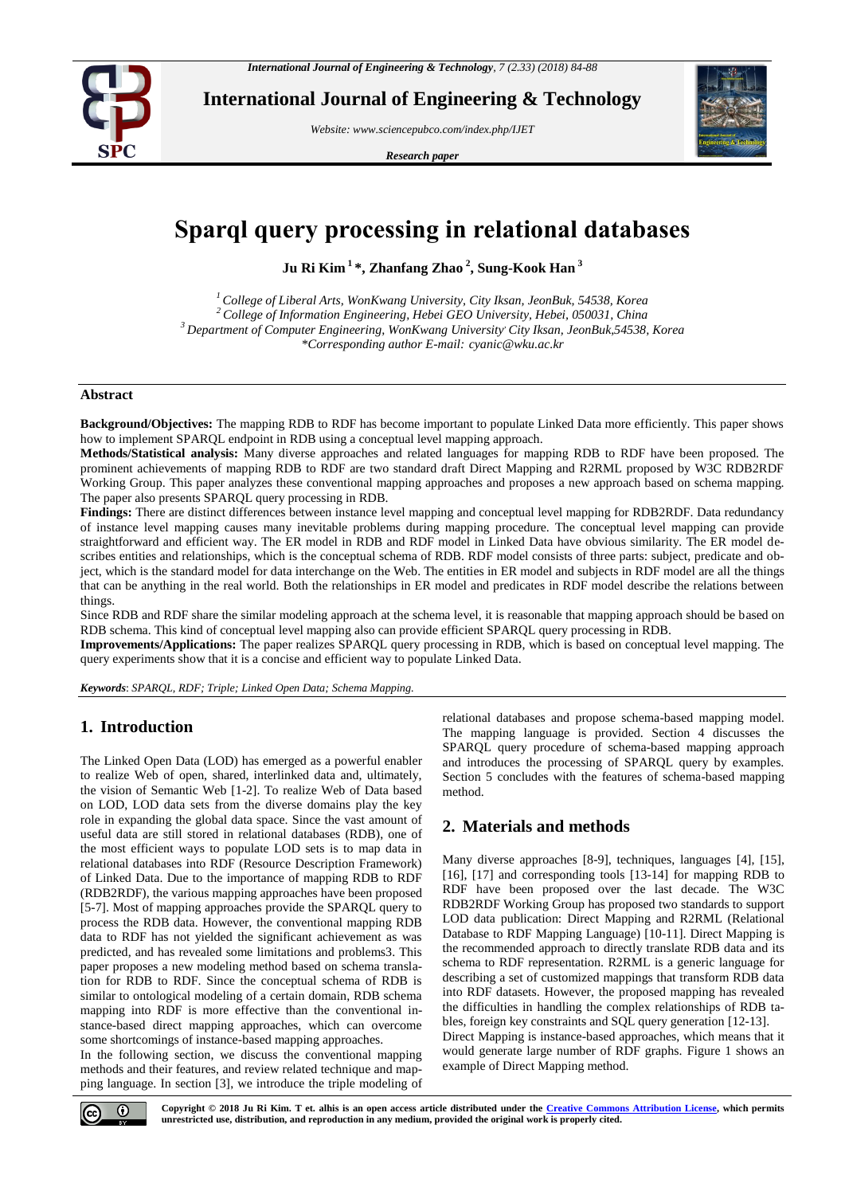# Sparql query processing in relational databases

**Ju Ri Kim [1] *, Zhanfang Zhao [2], Sung-Kook Han [3]**

*[1] College of Liberal Arts, WonKwang University, City Iksan, JeonBuk, 54538, Korea*
*[2] College of Information Engineering, Hebei GEO University, Hebei, 050031, China*
*[3] Department of Computer Engineering, WonKwang University City Iksan, JeonBuk,54538, Korea*
*\*Corresponding author E-mail: cyanic@wku.ac.kr*

## Abstract

**Background/Objectives:** The mapping RDB to RDF has become important to populate Linked Data more efficiently. This paper shows how to implement SPARQL endpoint in RDB using a conceptual level mapping approach.

**Methods/Statistical analysis:** Many diverse approaches and related languages for mapping RDB to RDF have been proposed. The prominent achievements of mapping RDB to RDF are two standard draft Direct Mapping and R2RML proposed by W3C RDB2RDF Working Group. This paper analyzes these conventional mapping approaches and proposes a new approach based on schema mapping. The paper also presents SPARQL query processing in RDB.

**Findings:** There are distinct differences between instance level mapping and conceptual level mapping for RDB2RDF. Data redundancy of instance level mapping causes many inevitable problems during mapping procedure. The conceptual level mapping can provide straightforward and efficient way. The ER model in RDB and RDF model in Linked Data have obvious similarity. The ER model describes entities and relationships, which is the conceptual schema of RDB. RDF model consists of three parts: subject, predicate and object, which is the standard model for data interchange on the Web. The entities in ER model and subjects in RDF model are all the things that can be anything in the real world. Both the relationships in ER model and predicates in RDF model describe the relations between things.

Since RDB and RDF share the similar modeling approach at the schema level, it is reasonable that mapping approach should be based on RDB schema. This kind of conceptual level mapping also can provide efficient SPARQL query processing in RDB.

**Improvements/Applications:** The paper realizes SPARQL query processing in RDB, which is based on conceptual level mapping. The query experiments show that it is a concise and efficient way to populate Linked Data.

***Keywords**: SPARQL, RDF; Triple; Linked Open Data; Schema Mapping.*

## 1. Introduction

The Linked Open Data (LOD) has emerged as a powerful enabler to realize Web of open, shared, interlinked data and, ultimately, the vision of Semantic Web [1-2]. To realize Web of Data based on LOD, LOD data sets from the diverse domains play the key role in expanding the global data space. Since the vast amount of useful data are still stored in relational databases (RDB), one of the most efficient ways to populate LOD sets is to map data in relational databases into RDF (Resource Description Framework) of Linked Data. Due to the importance of mapping RDB to RDF (RDB2RDF), the various mapping approaches have been proposed [5-7]. Most of mapping approaches provide the SPARQL query to process the RDB data. However, the conventional mapping RDB data to RDF has not yielded the significant achievement as was predicted, and has revealed some limitations and problems3. This paper proposes a new modeling method based on schema translation for RDB to RDF. Since the conceptual schema of RDB is similar to ontological modeling of a certain domain, RDB schema mapping into RDF is more effective than the conventional instance-based direct mapping approaches, which can overcome some shortcomings of instance-based mapping approaches.

In the following section, we discuss the conventional mapping methods and their features, and review related technique and mapping language. In section [3], we introduce the triple modeling of relational databases and propose schema-based mapping model. The mapping language is provided. Section 4 discusses the SPARQL query procedure of schema-based mapping approach and introduces the processing of SPARQL query by examples. Section 5 concludes with the features of schema-based mapping method.

## 2. Materials and methods

Many diverse approaches [8-9], techniques, languages [4], [15], [16], [17] and corresponding tools [13-14] for mapping RDB to RDF have been proposed over the last decade. The W3C RDB2RDF Working Group has proposed two standards to support LOD data publication: Direct Mapping and R2RML (Relational Database to RDF Mapping Language) [10-11]. Direct Mapping is the recommended approach to directly translate RDB data and its schema to RDF representation. R2RML is a generic language for describing a set of customized mappings that transform RDB data into RDF datasets. However, the proposed mapping has revealed the difficulties in handling the complex relationships of RDB tables, foreign key constraints and SQL query generation [12-13].

Direct Mapping is instance-based approaches, which means that it would generate large number of RDF graphs. Figure 1 shows an example of Direct Mapping method.

**Copyright © 2018 Ju Ri Kim. T et. alhis is an open access article distributed under the Creative Commons Attribution License, which permits unrestricted use, distribution, and reproduction in any medium, provided the original work is properly cited.**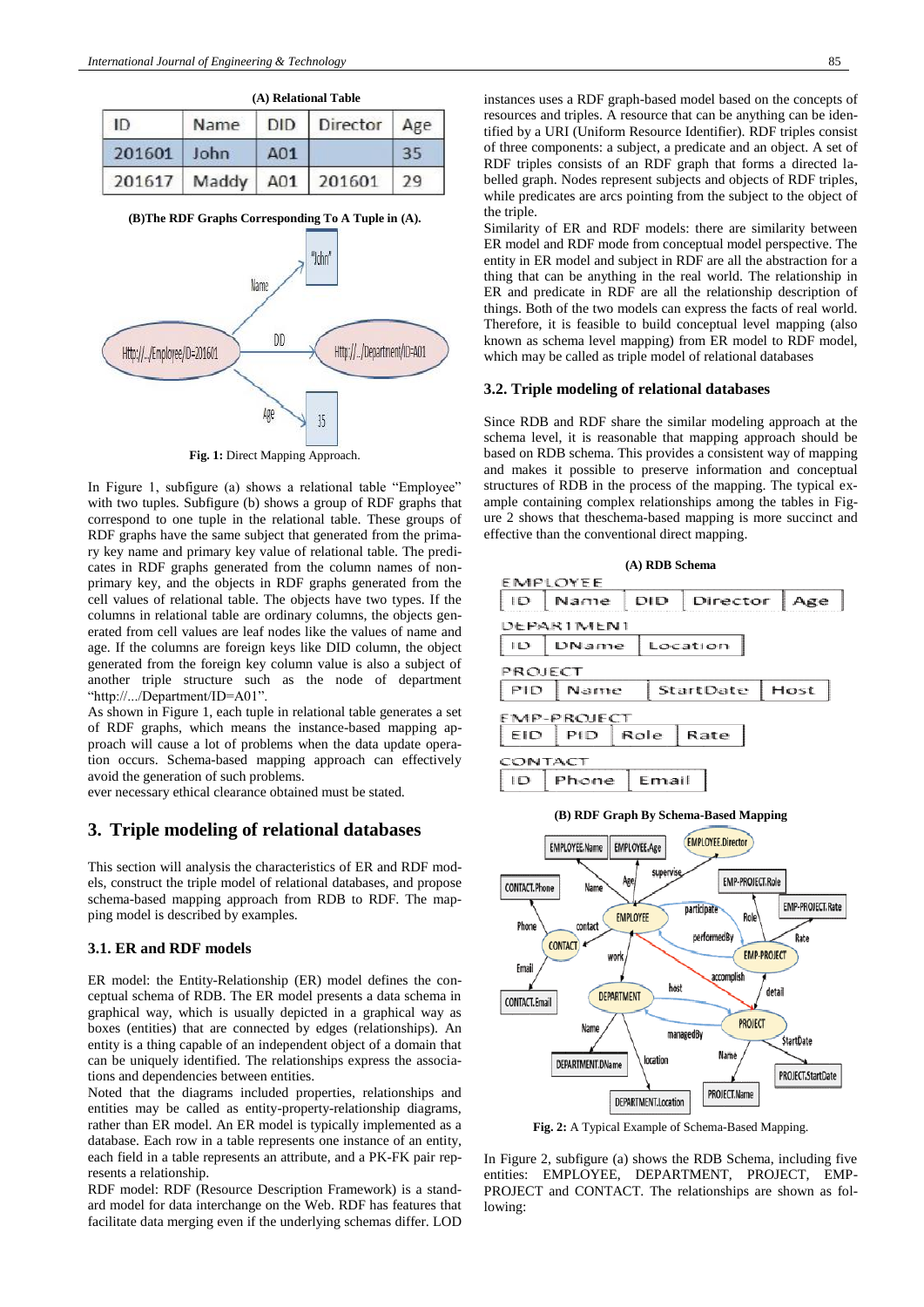**(A) Relational Table**

| ID | Name | DID | Director | Age |
|---|---|---|---|---|
| 201601 | John | A01 | | 35 |
| 201617 | Maddy | A01 | 201601 | 29 |

**(B)The RDF Graphs Corresponding To A Tuple in (A).**

**Fig. 1:** Direct Mapping Approach.

In Figure 1, subfigure (a) shows a relational table "Employee" with two tuples. Subfigure (b) shows a group of RDF graphs that correspond to one tuple in the relational table. These groups of RDF graphs have the same subject that generated from the primary key name and primary key value of relational table. The predicates in RDF graphs generated from the column names of non-primary key, and the objects in RDF graphs generated from the cell values of relational table. The objects have two types. If the columns in relational table are ordinary columns, the objects generated from cell values are leaf nodes like the values of name and age. If the columns are foreign keys like DID column, the object generated from the foreign key column value is also a subject of another triple structure such as the node of department "http://.../Department/ID=A01".

As shown in Figure 1, each tuple in relational table generates a set of RDF graphs, which means the instance-based mapping approach will cause a lot of problems when the data update operation occurs. Schema-based mapping approach can effectively avoid the generation of such problems.

ever necessary ethical clearance obtained must be stated.

# 3. Triple modeling of relational databases

This section will analysis the characteristics of ER and RDF models, construct the triple model of relational databases, and propose schema-based mapping approach from RDB to RDF. The mapping model is described by examples.

## 3.1. ER and RDF models

ER model: the Entity-Relationship (ER) model defines the conceptual schema of RDB. The ER model presents a data schema in graphical way, which is usually depicted in a graphical way as boxes (entities) that are connected by edges (relationships). An entity is a thing capable of an independent object of a domain that can be uniquely identified. The relationships express the associations and dependencies between entities.

Noted that the diagrams included properties, relationships and entities may be called as entity-property-relationship diagrams, rather than ER model. An ER model is typically implemented as a database. Each row in a table represents one instance of an entity, each field in a table represents an attribute, and a PK-FK pair represents a relationship.

RDF model: RDF (Resource Description Framework) is a standard model for data interchange on the Web. RDF has features that facilitate data merging even if the underlying schemas differ. LOD instances uses a RDF graph-based model based on the concepts of resources and triples. A resource that can be anything can be identified by a URI (Uniform Resource Identifier). RDF triples consist of three components: a subject, a predicate and an object. A set of RDF triples consists of an RDF graph that forms a directed labelled graph. Nodes represent subjects and objects of RDF triples, while predicates are arcs pointing from the subject to the object of the triple.

Similarity of ER and RDF models: there are similarity between ER model and RDF mode from conceptual model perspective. The entity in ER model and subject in RDF are all the abstraction for a thing that can be anything in the real world. The relationship in ER and predicate in RDF are all the relationship description of things. Both of the two models can express the facts of real world. Therefore, it is feasible to build conceptual level mapping (also known as schema level mapping) from ER model to RDF model, which may be called as triple model of relational databases

## 3.2. Triple modeling of relational databases

Since RDB and RDF share the similar modeling approach at the schema level, it is reasonable that mapping approach should be based on RDB schema. This provides a consistent way of mapping and makes it possible to preserve information and conceptual structures of RDB in the process of the mapping. The typical example containing complex relationships among the tables in Figure 2 shows that theschema-based mapping is more succinct and effective than the conventional direct mapping.

**(A) RDB Schema**

EMPLOYEE

| ID | Name | DID | Director | Age |
|---|---|---|---|---|

DEPARTMENT

| ID | DName | Location |
|---|---|---|

PROJECT

| PID | Name | StartDate | Host |
|---|---|---|---|

EMP-PROJECT

| EID | PID | Role | Rate |
|---|---|---|---|

CONTACT

| ID | Phone | Email |
|---|---|---|

**(B) RDF Graph By Schema-Based Mapping**

**Fig. 2:** A Typical Example of Schema-Based Mapping.

In Figure 2, subfigure (a) shows the RDB Schema, including five entities: EMPLOYEE, DEPARTMENT, PROJECT, EMP-PROJECT and CONTACT. The relationships are shown as following: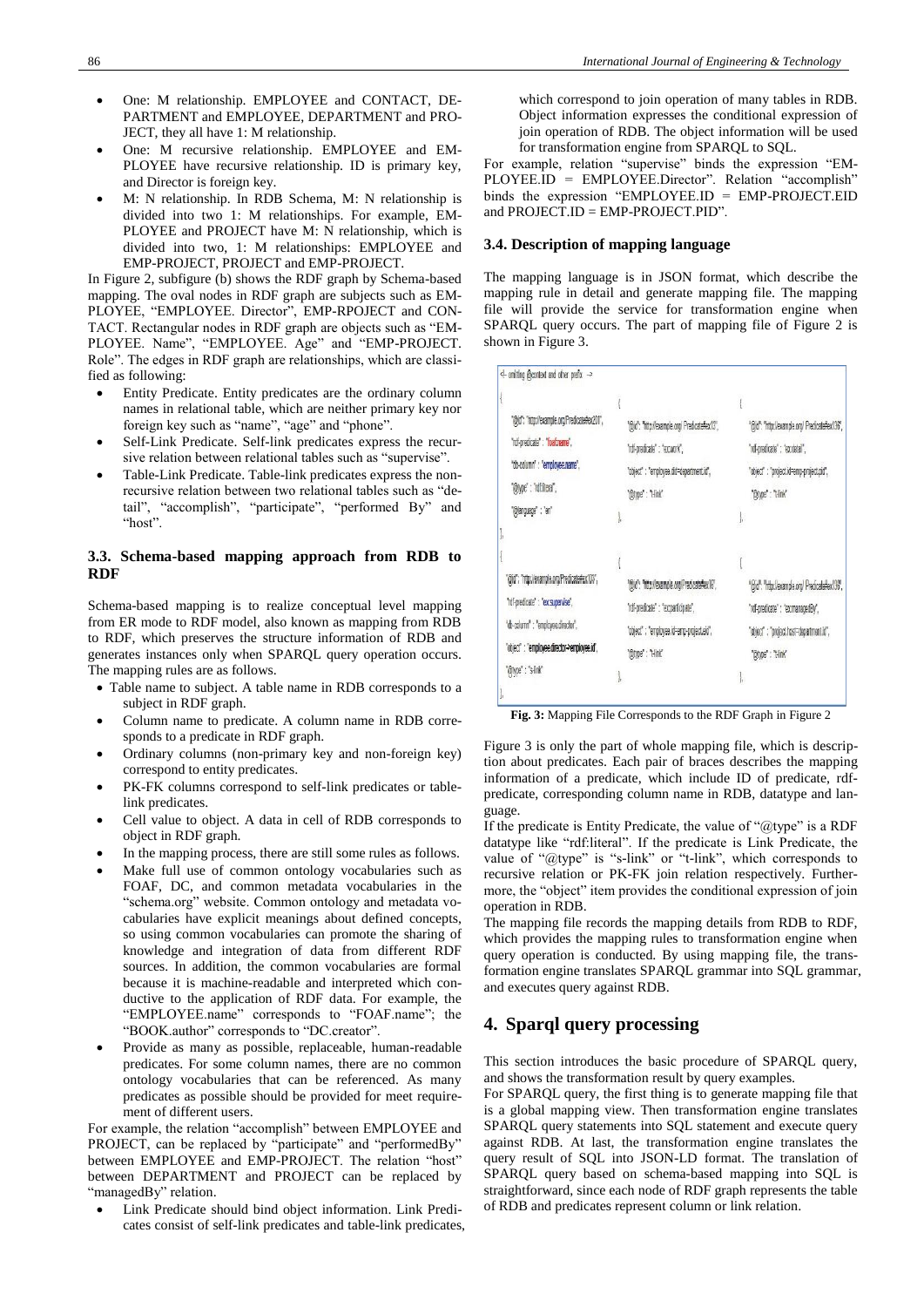- One: M relationship. EMPLOYEE and CONTACT, DEPARTMENT and EMPLOYEE, DEPARTMENT and PROJECT, they all have 1: M relationship.
- One: M recursive relationship. EMPLOYEE and EMPLOYEE have recursive relationship. ID is primary key, and Director is foreign key.
- M: N relationship. In RDB Schema, M: N relationship is divided into two 1: M relationships. For example, EMPLOYEE and PROJECT have M: N relationship, which is divided into two, 1: M relationships: EMPLOYEE and EMP-PROJECT, PROJECT and EMP-PROJECT.

In Figure 2, subfigure (b) shows the RDF graph by Schema-based mapping. The oval nodes in RDF graph are subjects such as EMPLOYEE, "EMPLOYEE. Director", EMP-RPOJECT and CONTACT. Rectangular nodes in RDF graph are objects such as "EMPLOYEE. Name", "EMPLOYEE. Age" and "EMP-PROJECT. Role". The edges in RDF graph are relationships, which are classified as following:

- Entity Predicate. Entity predicates are the ordinary column names in relational table, which are neither primary key nor foreign key such as "name", "age" and "phone".
- Self-Link Predicate. Self-link predicates express the recursive relation between relational tables such as "supervise".
- Table-Link Predicate. Table-link predicates express the non-recursive relation between two relational tables such as "detail", "accomplish", "participate", "performed By" and "host".

### 3.3. Schema-based mapping approach from RDB to RDF

Schema-based mapping is to realize conceptual level mapping from ER mode to RDF model, also known as mapping from RDB to RDF, which preserves the structure information of RDB and generates instances only when SPARQL query operation occurs. The mapping rules are as follows.

- Table name to subject. A table name in RDB corresponds to a subject in RDF graph.
- Column name to predicate. A column name in RDB corresponds to a predicate in RDF graph.
- Ordinary columns (non-primary key and non-foreign key) correspond to entity predicates.
- PK-FK columns correspond to self-link predicates or table-link predicates.
- Cell value to object. A data in cell of RDB corresponds to object in RDF graph.
- In the mapping process, there are still some rules as follows.
- Make full use of common ontology vocabularies such as FOAF, DC, and common metadata vocabularies in the "schema.org" website. Common ontology and metadata vocabularies have explicit meanings about defined concepts, so using common vocabularies can promote the sharing of knowledge and integration of data from different RDF sources. In addition, the common vocabularies are formal because it is machine-readable and interpreted which conductive to the application of RDF data. For example, the "EMPLOYEE.name" corresponds to "FOAF.name"; the "BOOK.author" corresponds to "DC.creator".
- Provide as many as possible, replaceable, human-readable predicates. For some column names, there are no common ontology vocabularies that can be referenced. As many predicates as possible should be provided for meet requirement of different users.

For example, the relation "accomplish" between EMPLOYEE and PROJECT, can be replaced by "participate" and "performedBy" between EMPLOYEE and EMP-PROJECT. The relation "host" between DEPARTMENT and PROJECT can be replaced by "managedBy" relation.

- Link Predicate should bind object information. Link Predicates consist of self-link predicates and table-link predicates, which correspond to join operation of many tables in RDB. Object information expresses the conditional expression of join operation of RDB. The object information will be used for transformation engine from SPARQL to SQL.

For example, relation "supervise" binds the expression "EMPLOYEE.ID = EMPLOYEE.Director". Relation "accomplish" binds the expression "EMPLOYEE.ID = EMP-PROJECT.EID and PROJECT.ID = EMP-PROJECT.PID".

### 3.4. Description of mapping language

The mapping language is in JSON format, which describe the mapping rule in detail and generate mapping file. The mapping file will provide the service for transformation engine when SPARQL query occurs. The part of mapping file of Figure 2 is shown in Figure 3.

```
<!-- omitting @context and other prefix -->
{
  "@id": "http://example.org/Predicate#ex201",
  "rdf-predicate": "foaf:name",
  "db-column": "employee.name",
  "@type": "rdf:literal",
  "@language": "en"
},
{
  "@id": "http://example.org/Predicate#ex103",
  "rdf-predicate": "ex:supervise",
  "db-column": "employee.director",
  "object": "employee.director=employee.id",
  "@type": "s-link"
},
{
  "@id": "http://example.org/Predicate#ex107",
  "rdf-predicate": "ex:work",
  "object": "employee.did=department.id",
  "@type": "t-link"
},
{
  "@id": "http://example.org/Predicate#ex108",
  "rdf-predicate": "ex:participate",
  "object": "employee.id=emp-project.eid",
  "@type": "t-link"
},
{
  "@id": "http://example.org/Predicate#ex106",
  "rdf-predicate": "ex:detail",
  "object": "project.id=emp-project.pid",
  "@type": "t-link"
},
{
  "@id": "http://example.org/Predicate#ex109",
  "rdf-predicate": "ex:managedBy",
  "object": "project.host=department.id",
  "@type": "t-link"
},
```

**Fig. 3:** Mapping File Corresponds to the RDF Graph in Figure 2

Figure 3 is only the part of whole mapping file, which is description about predicates. Each pair of braces describes the mapping information of a predicate, which include ID of predicate, rdf-predicate, corresponding column name in RDB, datatype and language.

If the predicate is Entity Predicate, the value of "@type" is a RDF datatype like "rdf:literal". If the predicate is Link Predicate, the value of "@type" is "s-link" or "t-link", which corresponds to recursive relation or PK-FK join relation respectively. Furthermore, the "object" item provides the conditional expression of join operation in RDB.

The mapping file records the mapping details from RDB to RDF, which provides the mapping rules to transformation engine when query operation is conducted. By using mapping file, the transformation engine translates SPARQL grammar into SQL grammar, and executes query against RDB.

## 4. Sparql query processing

This section introduces the basic procedure of SPARQL query, and shows the transformation result by query examples.

For SPARQL query, the first thing is to generate mapping file that is a global mapping view. Then transformation engine translates SPARQL query statements into SQL statement and execute query against RDB. At last, the transformation engine translates the query result of SQL into JSON-LD format. The translation of SPARQL query based on schema-based mapping into SQL is straightforward, since each node of RDF graph represents the table of RDB and predicates represent column or link relation.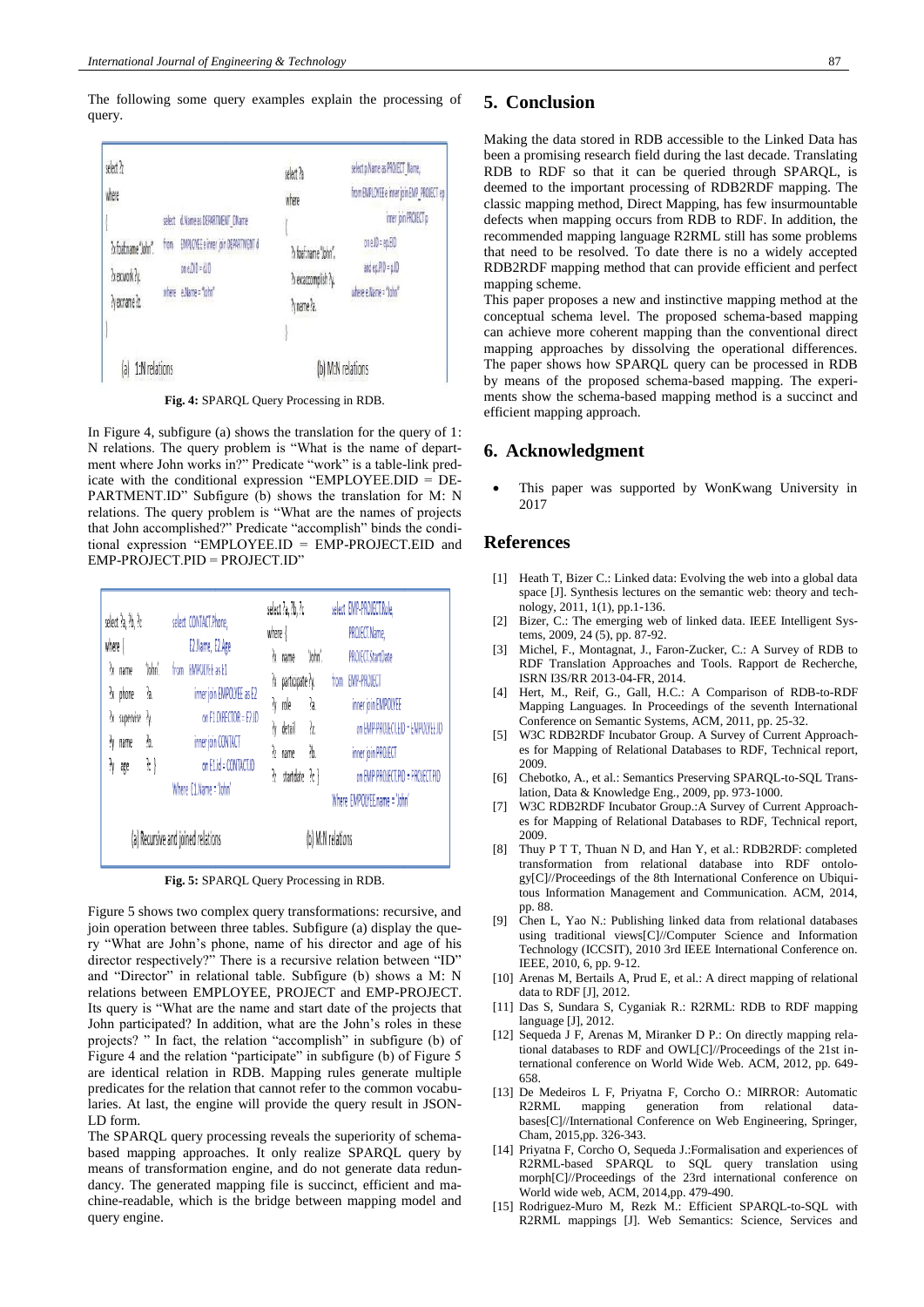The following some query examples explain the processing of query.

```
select ?c                  select d.Name as DEPARTMENT_DName
where                      from EMPLOYEE e inner join DEPARTMENT d
{                          on e.DID = d.ID
?x foafname "John".        where e.Name = "John"
?x ex:work ?y.
?y ex:name ?z.
}
```

```
select ?a                  select p.Name as PROJECT_Name,
where                      from EMPLOYEE e inner join EMP_PROJECT ep
{                          inner join PROJECT p
?x foaf:name "John".       on e.ID = ep.EID
?x ex:accomplish ?y.       and ep.PID = p.ID
?y name ?a.                where e.Name = "John"
}
```

(a) 1:N relations (b) M:N relations

**Fig. 4:** SPARQL Query Processing in RDB.

In Figure 4, subfigure (a) shows the translation for the query of 1: N relations. The query problem is "What is the name of department where John works in?" Predicate "work" is a table-link predicate with the conditional expression "EMPLOYEE.DID = DEPARTMENT.ID" Subfigure (b) shows the translation for M: N relations. The query problem is "What are the names of projects that John accomplished?" Predicate "accomplish" binds the conditional expression "EMPLOYEE.ID = EMP-PROJECT.EID and EMP-PROJECT.PID = PROJECT.ID"

```
select ?a, ?b, ?c          select CONTACT.Phone,
where {                           E2.Name, E2.Age
?x name 'John'.            from EMPLOYEE as E1
?x phone ?a.                  inner join EMPLOYEE as E2
?x supervise ?y.                 on E1.DIRECTOR = E2.ID
?y name ?b.                   inner join CONTACT
?y age ?c }                      on E1.id = CONTACT.ID
                           Where E1.Name = 'John'
```

```
select ?a, ?b, ?c          select EMP-PROJECT.Role,
where {                           PROJECT.Name,
?x name 'John'.                   PROJECT.StartDate
?x participate ?y.         from EMP-PROJECT
?y role ?a.                   inner join EMPLOYEE
?y detail ?z.                    on EMP-PROJECT.EID = EMPLOYEE.ID
?z name ?b.                   inner join PROJECT
?z startdate ?c }                on EMP-PROJECT.PID = PROJECT.PID
                           Where EMPLOYEE.name = 'John'
```

(a) Recursive and joined relations (b) M:N relations

**Fig. 5:** SPARQL Query Processing in RDB.

Figure 5 shows two complex query transformations: recursive, and join operation between three tables. Subfigure (a) display the query "What are John's phone, name of his director and age of his director respectively?" There is a recursive relation between "ID" and "Director" in relational table. Subfigure (b) shows a M: N relations between EMPLOYEE, PROJECT and EMP-PROJECT. Its query is "What are the name and start date of the projects that John participated? In addition, what are the John's roles in these projects? " In fact, the relation "accomplish" in subfigure (b) of Figure 4 and the relation "participate" in subfigure (b) of Figure 5 are identical relation in RDB. Mapping rules generate multiple predicates for the relation that cannot refer to the common vocabularies. At last, the engine will provide the query result in JSON-LD form.

The SPARQL query processing reveals the superiority of schema-based mapping approaches. It only realize SPARQL query by means of transformation engine, and do not generate data redundancy. The generated mapping file is succinct, efficient and machine-readable, which is the bridge between mapping model and query engine.

## 5. Conclusion

Making the data stored in RDB accessible to the Linked Data has been a promising research field during the last decade. Translating RDB to RDF so that it can be queried through SPARQL, is deemed to the important processing of RDB2RDF mapping. The classic mapping method, Direct Mapping, has few insurmountable defects when mapping occurs from RDB to RDF. In addition, the recommended mapping language R2RML still has some problems that need to be resolved. To date there is no a widely accepted RDB2RDF mapping method that can provide efficient and perfect mapping scheme.

This paper proposes a new and instinctive mapping method at the conceptual schema level. The proposed schema-based mapping can achieve more coherent mapping than the conventional direct mapping approaches by dissolving the operational differences. The paper shows how SPARQL query can be processed in RDB by means of the proposed schema-based mapping. The experiments show the schema-based mapping method is a succinct and efficient mapping approach.

## 6. Acknowledgment

- This paper was supported by WonKwang University in 2017

## References

[1] Heath T, Bizer C.: Linked data: Evolving the web into a global data space [J]. Synthesis lectures on the semantic web: theory and technology, 2011, 1(1), pp.1-136.

[2] Bizer, C.: The emerging web of linked data. IEEE Intelligent Systems, 2009, 24 (5), pp. 87-92.

[3] Michel, F., Montagnat, J., Faron-Zucker, C.: A Survey of RDB to RDF Translation Approaches and Tools. Rapport de Recherche, ISRN I3S/RR 2013-04-FR, 2014.

[4] Hert, M., Reif, G., Gall, H.C.: A Comparison of RDB-to-RDF Mapping Languages. In Proceedings of the seventh International Conference on Semantic Systems, ACM, 2011, pp. 25-32.

[5] W3C RDB2RDF Incubator Group. A Survey of Current Approaches for Mapping of Relational Databases to RDF, Technical report, 2009.

[6] Chebotko, A., et al.: Semantics Preserving SPARQL-to-SQL Translation, Data & Knowledge Eng., 2009, pp. 973-1000.

[7] W3C RDB2RDF Incubator Group.:A Survey of Current Approaches for Mapping of Relational Databases to RDF, Technical report, 2009.

[8] Thuy P T T, Thuan N D, and Han Y, et al.: RDB2RDF: completed transformation from relational database into RDF ontology[C]//Proceedings of the 8th International Conference on Ubiquitous Information Management and Communication. ACM, 2014, pp. 88.

[9] Chen L, Yao N.: Publishing linked data from relational databases using traditional views[C]//Computer Science and Information Technology (ICCSIT), 2010 3rd IEEE International Conference on. IEEE, 2010, 6, pp. 9-12.

[10] Arenas M, Bertails A, Prud E, et al.: A direct mapping of relational data to RDF [J], 2012.

[11] Das S, Sundara S, Cyganiak R.: R2RML: RDB to RDF mapping language [J], 2012.

[12] Sequeda J F, Arenas M, Miranker D P.: On directly mapping relational databases to RDF and OWL[C]//Proceedings of the 21st international conference on World Wide Web. ACM, 2012, pp. 649-658.

[13] De Medeiros L F, Priyatna F, Corcho O.: MIRROR: Automatic R2RML mapping generation from relational databases[C]//International Conference on Web Engineering, Springer, Cham, 2015,pp. 326-343.

[14] Priyatna F, Corcho O, Sequeda J.:Formalisation and experiences of R2RML-based SPARQL to SQL query translation using morph[C]//Proceedings of the 23rd international conference on World wide web, ACM, 2014,pp. 479-490.

[15] Rodriguez-Muro M, Rezk M.: Efficient SPARQL-to-SQL with R2RML mappings [J]. Web Semantics: Science, Services and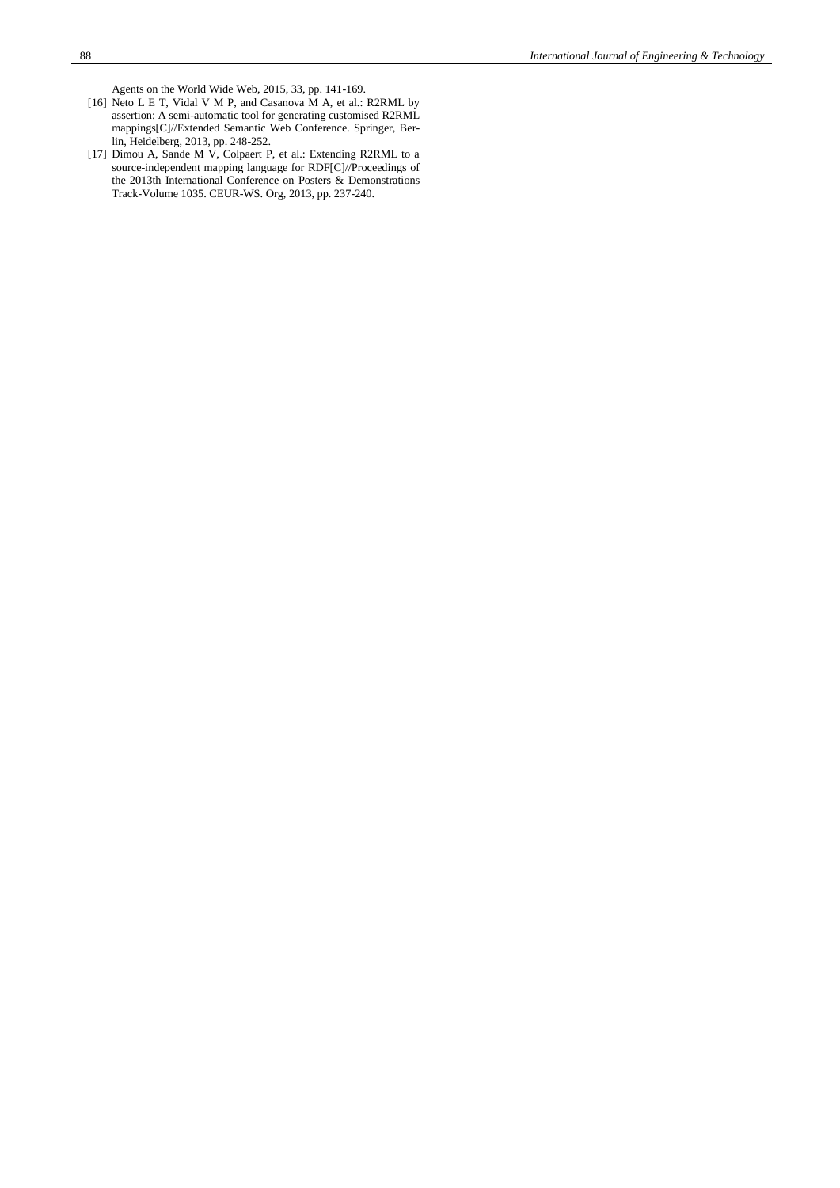Agents on the World Wide Web, 2015, 33, pp. 141-169.

[16] Neto L E T, Vidal V M P, and Casanova M A, et al.: R2RML by assertion: A semi-automatic tool for generating customised R2RML mappings[C]//Extended Semantic Web Conference. Springer, Berlin, Heidelberg, 2013, pp. 248-252.

[17] Dimou A, Sande M V, Colpaert P, et al.: Extending R2RML to a source-independent mapping language for RDF[C]//Proceedings of the 2013th International Conference on Posters & Demonstrations Track-Volume 1035. CEUR-WS. Org, 2013, pp. 237-240.